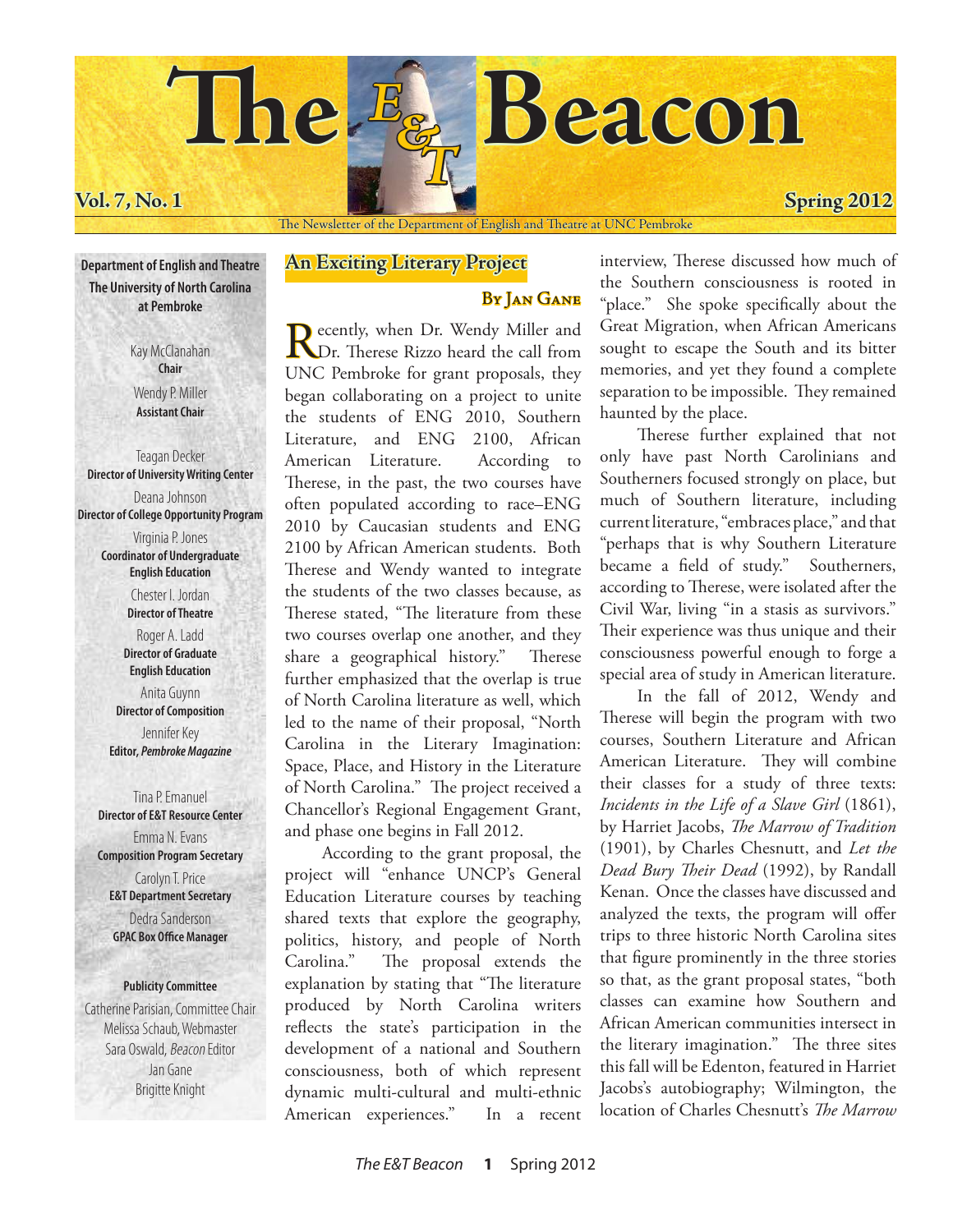# The E&T Beacon

**Vol. 7, No. 1** **Spring 2012**

The Newsletter of the Department of English and Theatre at UNC Pembroke

**Department of English and Theatre**
**The University of North Carolina at Pembroke**

Kay McClanahan
**Chair**

Wendy P. Miller
**Assistant Chair**

Teagan Decker
**Director of University Writing Center**

Deana Johnson
**Director of College Opportunity Program**

Virginia P. Jones
**Coordinator of Undergraduate English Education**

Chester I. Jordan
**Director of Theatre**

Roger A. Ladd
**Director of Graduate English Education**

Anita Guynn
**Director of Composition**

Jennifer Key
**Editor, *Pembroke Magazine***

Tina P. Emanuel
**Director of E&T Resource Center**

Emma N. Evans
**Composition Program Secretary**

Carolyn T. Price
**E&T Department Secretary**

Dedra Sanderson
**GPAC Box Office Manager**

**Publicity Committee**

Catherine Parisian, Committee Chair
Melissa Schaub, Webmaster
Sara Oswald, *Beacon* Editor
Jan Gane
Brigitte Knight

## An Exciting Literary Project

**By Jan Gane**

Recently, when Dr. Wendy Miller and Dr. Therese Rizzo heard the call from UNC Pembroke for grant proposals, they began collaborating on a project to unite the students of ENG 2010, Southern Literature, and ENG 2100, African American Literature. According to Therese, in the past, the two courses have often populated according to race–ENG 2010 by Caucasian students and ENG 2100 by African American students. Both Therese and Wendy wanted to integrate the students of the two classes because, as Therese stated, "The literature from these two courses overlap one another, and they share a geographical history." Therese further emphasized that the overlap is true of North Carolina literature as well, which led to the name of their proposal, "North Carolina in the Literary Imagination: Space, Place, and History in the Literature of North Carolina." The project received a Chancellor's Regional Engagement Grant, and phase one begins in Fall 2012.

According to the grant proposal, the project will "enhance UNCP's General Education Literature courses by teaching shared texts that explore the geography, politics, history, and people of North Carolina." The proposal extends the explanation by stating that "The literature produced by North Carolina writers reflects the state's participation in the development of a national and Southern consciousness, both of which represent dynamic multi-cultural and multi-ethnic American experiences." In a recent interview, Therese discussed how much of the Southern consciousness is rooted in "place." She spoke specifically about the Great Migration, when African Americans sought to escape the South and its bitter memories, and yet they found a complete separation to be impossible. They remained haunted by the place.

Therese further explained that not only have past North Carolinians and Southerners focused strongly on place, but much of Southern literature, including current literature, "embraces place," and that "perhaps that is why Southern Literature became a field of study." Southerners, according to Therese, were isolated after the Civil War, living "in a stasis as survivors." Their experience was thus unique and their consciousness powerful enough to forge a special area of study in American literature.

In the fall of 2012, Wendy and Therese will begin the program with two courses, Southern Literature and African American Literature. They will combine their classes for a study of three texts: *Incidents in the Life of a Slave Girl* (1861), by Harriet Jacobs, *The Marrow of Tradition* (1901), by Charles Chesnutt, and *Let the Dead Bury Their Dead* (1992), by Randall Kenan. Once the classes have discussed and analyzed the texts, the program will offer trips to three historic North Carolina sites that figure prominently in the three stories so that, as the grant proposal states, "both classes can examine how Southern and African American communities intersect in the literary imagination." The three sites this fall will be Edenton, featured in Harriet Jacobs's autobiography; Wilmington, the location of Charles Chesnutt's *The Marrow*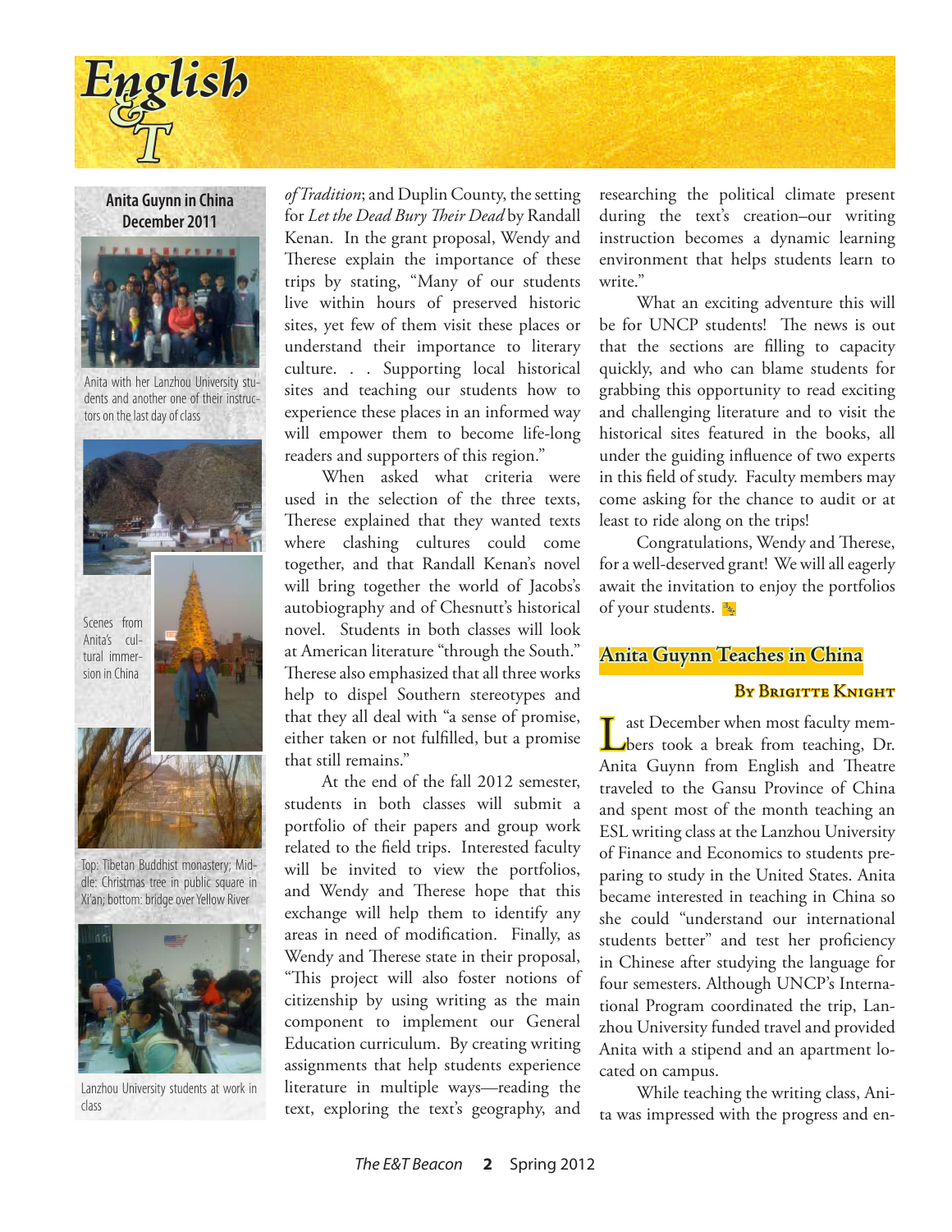## Anita Guynn in China December 2011

Anita with her Lanzhou University students and another one of their instructors on the last day of class

Scenes from Anita's cultural immersion in China

Top: Tibetan Buddhist monastery; Middle: Christmas tree in public square in Xi'an; bottom: bridge over Yellow River

Lanzhou University students at work in class

*of Tradition*; and Duplin County, the setting for *Let the Dead Bury Their Dead* by Randall Kenan. In the grant proposal, Wendy and Therese explain the importance of these trips by stating, "Many of our students live within hours of preserved historic sites, yet few of them visit these places or understand their importance to literary culture. . . Supporting local historical sites and teaching our students how to experience these places in an informed way will empower them to become life-long readers and supporters of this region."

When asked what criteria were used in the selection of the three texts, Therese explained that they wanted texts where clashing cultures could come together, and that Randall Kenan's novel will bring together the world of Jacobs's autobiography and of Chesnutt's historical novel. Students in both classes will look at American literature "through the South." Therese also emphasized that all three works help to dispel Southern stereotypes and that they all deal with "a sense of promise, either taken or not fulfilled, but a promise that still remains."

At the end of the fall 2012 semester, students in both classes will submit a portfolio of their papers and group work related to the field trips. Interested faculty will be invited to view the portfolios, and Wendy and Therese hope that this exchange will help them to identify any areas in need of modification. Finally, as Wendy and Therese state in their proposal, "This project will also foster notions of citizenship by using writing as the main component to implement our General Education curriculum. By creating writing assignments that help students experience literature in multiple ways—reading the text, exploring the text's geography, and researching the political climate present during the text's creation–our writing instruction becomes a dynamic learning environment that helps students learn to write."

What an exciting adventure this will be for UNCP students! The news is out that the sections are filling to capacity quickly, and who can blame students for grabbing this opportunity to read exciting and challenging literature and to visit the historical sites featured in the books, all under the guiding influence of two experts in this field of study. Faculty members may come asking for the chance to audit or at least to ride along on the trips!

Congratulations, Wendy and Therese, for a well-deserved grant! We will all eagerly await the invitation to enjoy the portfolios of your students.

## Anita Guynn Teaches in China

**By Brigitte Knight**

Last December when most faculty members took a break from teaching, Dr. Anita Guynn from English and Theatre traveled to the Gansu Province of China and spent most of the month teaching an ESL writing class at the Lanzhou University of Finance and Economics to students preparing to study in the United States. Anita became interested in teaching in China so she could "understand our international students better" and test her proficiency in Chinese after studying the language for four semesters. Although UNCP's International Program coordinated the trip, Lanzhou University funded travel and provided Anita with a stipend and an apartment located on campus.

While teaching the writing class, Anita was impressed with the progress and en-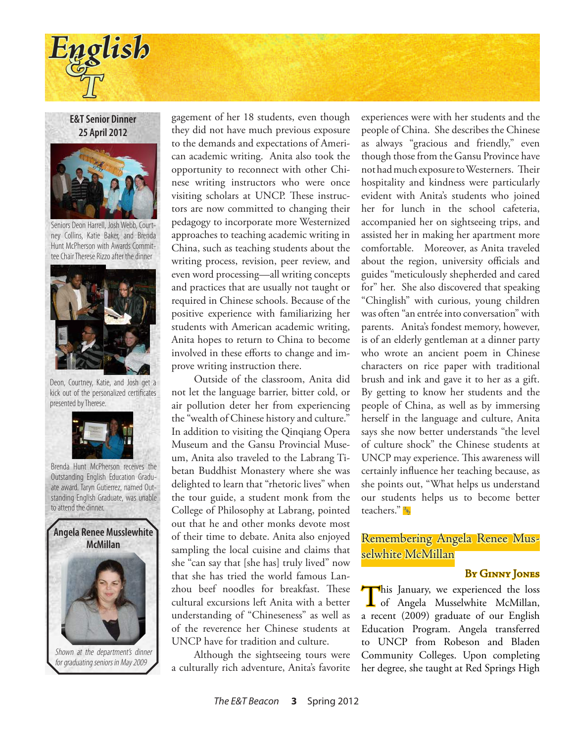# English & T

## E&T Senior Dinner 25 April 2012

Seniors Deon Harrell, Josh Webb, Courtney Collins, Katie Baker, and Brenda Hunt McPherson with Awards Committee Chair Therese Rizzo after the dinner

Deon, Courtney, Katie, and Josh get a kick out of the personalized certificates presented by Therese.

Brenda Hunt McPherson receives the Outstanding English Education Graduate award. Taryn Gutierrez, named Outstanding English Graduate, was unable to attend the dinner.

## Angela Renee Musslewhite McMillan

*Shown at the department's dinner for graduating seniors in May 2009*

gagement of her 18 students, even though they did not have much previous exposure to the demands and expectations of American academic writing. Anita also took the opportunity to reconnect with other Chinese writing instructors who were once visiting scholars at UNCP. These instructors are now committed to changing their pedagogy to incorporate more Westernized approaches to teaching academic writing in China, such as teaching students about the writing process, revision, peer review, and even word processing—all writing concepts and practices that are usually not taught or required in Chinese schools. Because of the positive experience with familiarizing her students with American academic writing, Anita hopes to return to China to become involved in these efforts to change and improve writing instruction there.

Outside of the classroom, Anita did not let the language barrier, bitter cold, or air pollution deter her from experiencing the "wealth of Chinese history and culture." In addition to visiting the Qinqiang Opera Museum and the Gansu Provincial Museum, Anita also traveled to the Labrang Tibetan Buddhist Monastery where she was delighted to learn that "rhetoric lives" when the tour guide, a student monk from the College of Philosophy at Labrang, pointed out that he and other monks devote most of their time to debate. Anita also enjoyed sampling the local cuisine and claims that she "can say that [she has] truly lived" now that she has tried the world famous Lanzhou beef noodles for breakfast. These cultural excursions left Anita with a better understanding of "Chineseness" as well as of the reverence her Chinese students at UNCP have for tradition and culture.

Although the sightseeing tours were a culturally rich adventure, Anita's favorite experiences were with her students and the people of China. She describes the Chinese as always "gracious and friendly," even though those from the Gansu Province have not had much exposure to Westerners. Their hospitality and kindness were particularly evident with Anita's students who joined her for lunch in the school cafeteria, accompanied her on sightseeing trips, and assisted her in making her apartment more comfortable. Moreover, as Anita traveled about the region, university officials and guides "meticulously shepherded and cared for" her. She also discovered that speaking "Chinglish" with curious, young children was often "an entrée into conversation" with parents. Anita's fondest memory, however, is of an elderly gentleman at a dinner party who wrote an ancient poem in Chinese characters on rice paper with traditional brush and ink and gave it to her as a gift. By getting to know her students and the people of China, as well as by immersing herself in the language and culture, Anita says she now better understands "the level of culture shock" the Chinese students at UNCP may experience. This awareness will certainly influence her teaching because, as she points out, "What helps us understand our students helps us to become better teachers."

## Remembering Angela Renee Musselwhite McMillan

**By Ginny Jones**

This January, we experienced the loss of Angela Musselwhite McMillan, a recent (2009) graduate of our English Education Program. Angela transferred to UNCP from Robeson and Bladen Community Colleges. Upon completing her degree, she taught at Red Springs High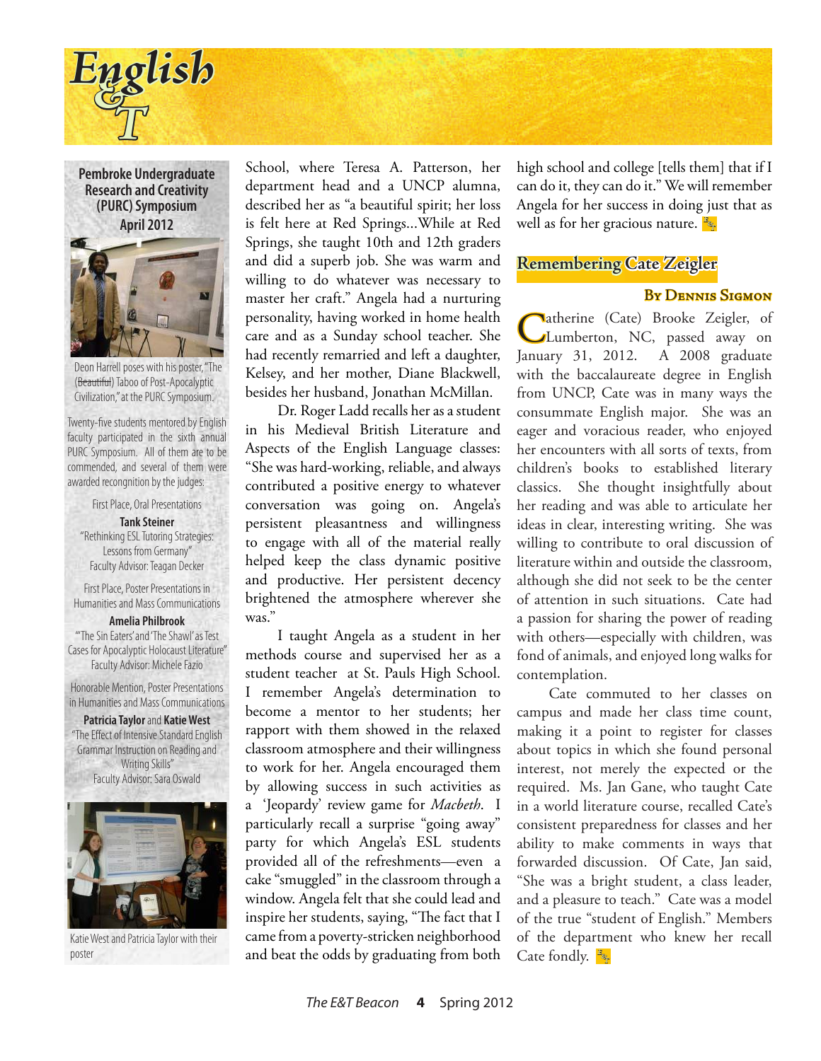## Pembroke Undergraduate Research and Creativity (PURC) Symposium April 2012

Deon Harrell poses with his poster, "The (~~Beautiful~~) Taboo of Post-Apocalyptic Civilization," at the PURC Symposium.

Twenty-five students mentored by English faculty participated in the sixth annual PURC Symposium. All of them are to be commended, and several of them were awarded recongnition by the judges:

First Place, Oral Presentations
**Tank Steiner**
"Rethinking ESL Tutoring Strategies: Lessons from Germany"
Faculty Advisor: Teagan Decker

First Place, Poster Presentations in Humanities and Mass Communications
**Amelia Philbrook**
"'The Sin Eaters' and 'The Shawl' as Test Cases for Apocalyptic Holocaust Literature"
Faculty Advisor: Michele Fazio

Honorable Mention, Poster Presentations in Humanities and Mass Communications
**Patricia Taylor** and **Katie West**
"The Effect of Intensive Standard English Grammar Instruction on Reading and Writing Skills"
Faculty Advisor: Sara Oswald

Katie West and Patricia Taylor with their poster

School, where Teresa A. Patterson, her department head and a UNCP alumna, described her as "a beautiful spirit; her loss is felt here at Red Springs...While at Red Springs, she taught 10th and 12th graders and did a superb job. She was warm and willing to do whatever was necessary to master her craft." Angela had a nurturing personality, having worked in home health care and as a Sunday school teacher. She had recently remarried and left a daughter, Kelsey, and her mother, Diane Blackwell, besides her husband, Jonathan McMillan.

Dr. Roger Ladd recalls her as a student in his Medieval British Literature and Aspects of the English Language classes: "She was hard-working, reliable, and always contributed a positive energy to whatever conversation was going on. Angela's persistent pleasantness and willingness to engage with all of the material really helped keep the class dynamic positive and productive. Her persistent decency brightened the atmosphere wherever she was."

I taught Angela as a student in her methods course and supervised her as a student teacher at St. Pauls High School. I remember Angela's determination to become a mentor to her students; her rapport with them showed in the relaxed classroom atmosphere and their willingness to work for her. Angela encouraged them by allowing success in such activities as a 'Jeopardy' review game for *Macbeth*. I particularly recall a surprise "going away" party for which Angela's ESL students provided all of the refreshments—even a cake "smuggled" in the classroom through a window. Angela felt that she could lead and inspire her students, saying, "The fact that I came from a poverty-stricken neighborhood and beat the odds by graduating from both high school and college [tells them] that if I can do it, they can do it." We will remember Angela for her success in doing just that as well as for her gracious nature.

## Remembering Cate Zeigler

**By Dennis Sigmon**

Catherine (Cate) Brooke Zeigler, of Lumberton, NC, passed away on January 31, 2012. A 2008 graduate with the baccalaureate degree in English from UNCP, Cate was in many ways the consummate English major. She was an eager and voracious reader, who enjoyed her encounters with all sorts of texts, from children's books to established literary classics. She thought insightfully about her reading and was able to articulate her ideas in clear, interesting writing. She was willing to contribute to oral discussion of literature within and outside the classroom, although she did not seek to be the center of attention in such situations. Cate had a passion for sharing the power of reading with others—especially with children, was fond of animals, and enjoyed long walks for contemplation.

Cate commuted to her classes on campus and made her class time count, making it a point to register for classes about topics in which she found personal interest, not merely the expected or the required. Ms. Jan Gane, who taught Cate in a world literature course, recalled Cate's consistent preparedness for classes and her ability to make comments in ways that forwarded discussion. Of Cate, Jan said, "She was a bright student, a class leader, and a pleasure to teach." Cate was a model of the true "student of English." Members of the department who knew her recall Cate fondly.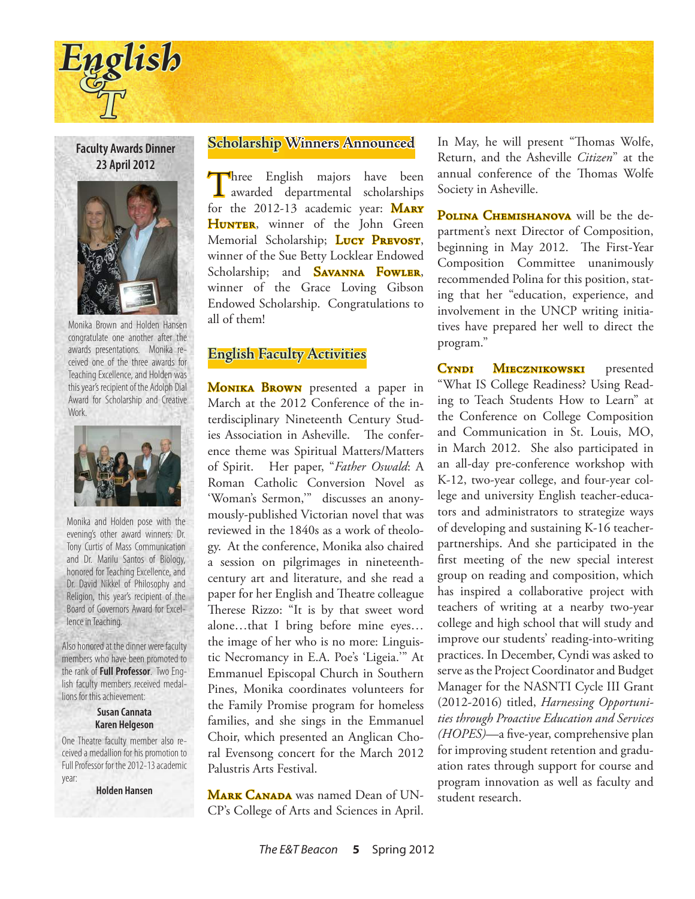# English & T

## Faculty Awards Dinner 23 April 2012

Monika Brown and Holden Hansen congratulate one another after the awards presentations. Monika received one of the three awards for Teaching Excellence, and Holden was this year's recipient of the Adolph Dial Award for Scholarship and Creative Work.

Monika and Holden pose with the evening's other award winners: Dr. Tony Curtis of Mass Communication and Dr. Marilu Santos of Biology, honored for Teaching Excellence, and Dr. David Nikkel of Philosophy and Religion, this year's recipient of the Board of Governors Award for Excellence in Teaching.

Also honored at the dinner were faculty members who have been promoted to the rank of **Full Professor**. Two English faculty members received medallions for this achievement:

**Susan Cannata**
**Karen Helgeson**

One Theatre faculty member also received a medallion for his promotion to Full Professor for the 2012-13 academic year:

**Holden Hansen**

## Scholarship Winners Announced

Three English majors have been awarded departmental scholarships for the 2012-13 academic year: **Mary Hunter**, winner of the John Green Memorial Scholarship; **Lucy Prevost**, winner of the Sue Betty Locklear Endowed Scholarship; and **Savanna Fowler**, winner of the Grace Loving Gibson Endowed Scholarship. Congratulations to all of them!

## English Faculty Activities

**Monika Brown** presented a paper in March at the 2012 Conference of the interdisciplinary Nineteenth Century Studies Association in Asheville. The conference theme was Spiritual Matters/Matters of Spirit. Her paper, "*Father Oswald*: A Roman Catholic Conversion Novel as 'Woman's Sermon,'" discusses an anonymously-published Victorian novel that was reviewed in the 1840s as a work of theology. At the conference, Monika also chaired a session on pilgrimages in nineteenth-century art and literature, and she read a paper for her English and Theatre colleague Therese Rizzo: "It is by that sweet word alone…that I bring before mine eyes…the image of her who is no more: Linguistic Necromancy in E.A. Poe's 'Ligeia.'" At Emmanuel Episcopal Church in Southern Pines, Monika coordinates volunteers for the Family Promise program for homeless families, and she sings in the Emmanuel Choir, which presented an Anglican Choral Evensong concert for the March 2012 Palustris Arts Festival.

**Mark Canada** was named Dean of UNCP's College of Arts and Sciences in April. In May, he will present "Thomas Wolfe, Return, and the Asheville *Citizen*" at the annual conference of the Thomas Wolfe Society in Asheville.

**Polina Chemishanova** will be the department's next Director of Composition, beginning in May 2012. The First-Year Composition Committee unanimously recommended Polina for this position, stating that her "education, experience, and involvement in the UNCP writing initiatives have prepared her well to direct the program."

**Cyndi Miecznikowski** presented "What IS College Readiness? Using Reading to Teach Students How to Learn" at the Conference on College Composition and Communication in St. Louis, MO, in March 2012. She also participated in an all-day pre-conference workshop with K-12, two-year college, and four-year college and university English teacher-educators and administrators to strategize ways of developing and sustaining K-16 teacher-partnerships. And she participated in the first meeting of the new special interest group on reading and composition, which has inspired a collaborative project with teachers of writing at a nearby two-year college and high school that will study and improve our students' reading-into-writing practices. In December, Cyndi was asked to serve as the Project Coordinator and Budget Manager for the NASNTI Cycle III Grant (2012-2016) titled, *Harnessing Opportunities through Proactive Education and Services (HOPES)*—a five-year, comprehensive plan for improving student retention and graduation rates through support for course and program innovation as well as faculty and student research.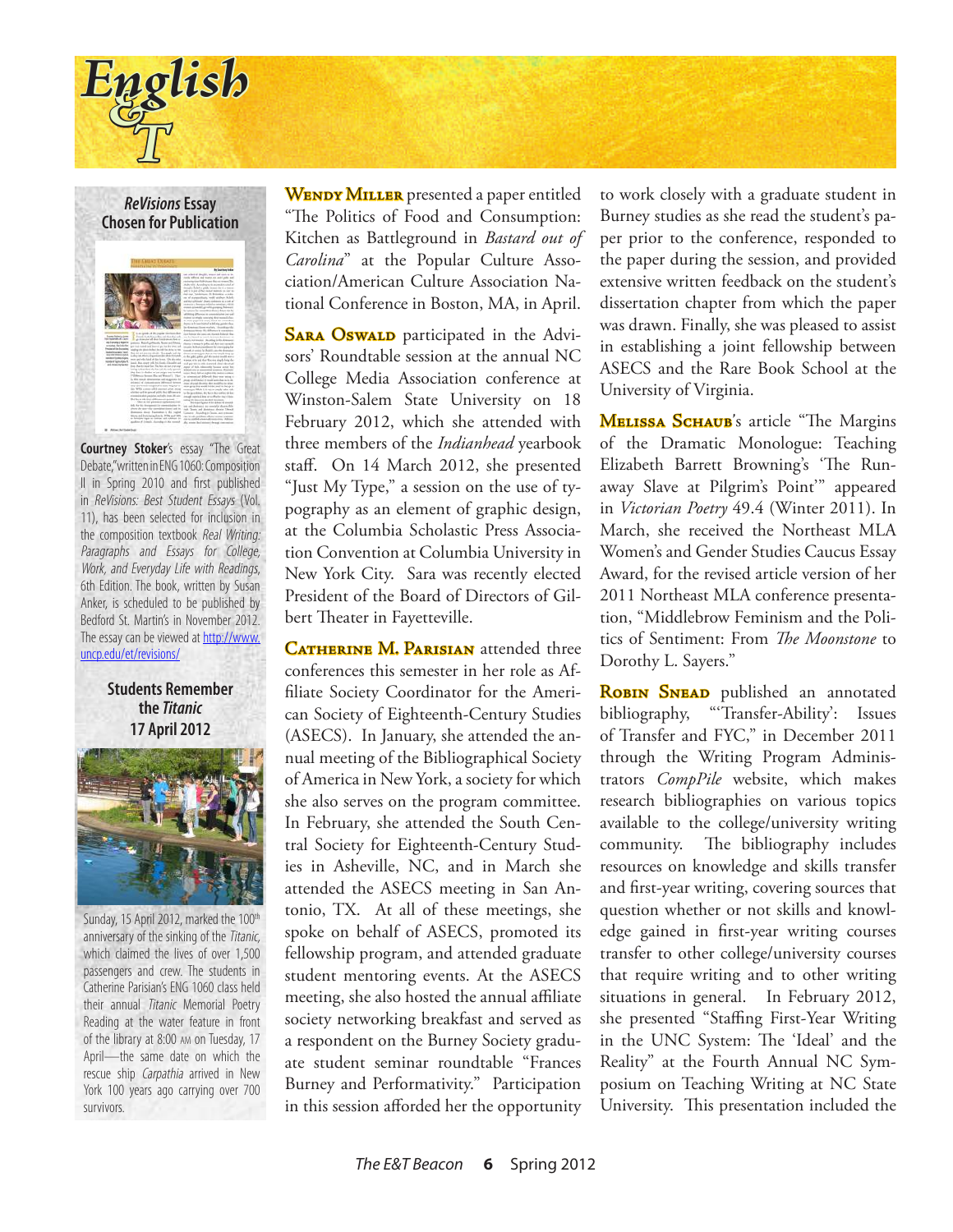## *ReVisions* Essay Chosen for Publication

**Courtney Stoker**'s essay "The Great Debate," written in ENG 1060: Composition II in Spring 2010 and first published in *ReVisions: Best Student Essays* (Vol. 11), has been selected for inclusion in the composition textbook *Real Writing: Paragraphs and Essays for College, Work, and Everyday Life with Readings*, 6th Edition. The book, written by Susan Anker, is scheduled to be published by Bedford St. Martin's in November 2012. The essay can be viewed at http://www.uncp.edu/et/revisions/

## Students Remember the *Titanic* 17 April 2012

Sunday, 15 April 2012, marked the 100th anniversary of the sinking of the *Titanic*, which claimed the lives of over 1,500 passengers and crew. The students in Catherine Parisian's ENG 1060 class held their annual *Titanic* Memorial Poetry Reading at the water feature in front of the library at 8:00 AM on Tuesday, 17 April—the same date on which the rescue ship *Carpathia* arrived in New York 100 years ago carrying over 700 survivors.

**Wendy Miller** presented a paper entitled "The Politics of Food and Consumption: Kitchen as Battleground in *Bastard out of Carolina*" at the Popular Culture Association/American Culture Association National Conference in Boston, MA, in April.

**Sara Oswald** participated in the Advisors' Roundtable session at the annual NC College Media Association conference at Winston-Salem State University on 18 February 2012, which she attended with three members of the *Indianhead* yearbook staff. On 14 March 2012, she presented "Just My Type," a session on the use of typography as an element of graphic design, at the Columbia Scholastic Press Association Convention at Columbia University in New York City. Sara was recently elected President of the Board of Directors of Gilbert Theater in Fayetteville.

**Catherine M. Parisian** attended three conferences this semester in her role as Affiliate Society Coordinator for the American Society of Eighteenth-Century Studies (ASECS). In January, she attended the annual meeting of the Bibliographical Society of America in New York, a society for which she also serves on the program committee. In February, she attended the South Central Society for Eighteenth-Century Studies in Asheville, NC, and in March she attended the ASECS meeting in San Antonio, TX. At all of these meetings, she spoke on behalf of ASECS, promoted its fellowship program, and attended graduate student mentoring events. At the ASECS meeting, she also hosted the annual affiliate society networking breakfast and served as a respondent on the Burney Society graduate student seminar roundtable "Frances Burney and Performativity." Participation in this session afforded her the opportunity to work closely with a graduate student in Burney studies as she read the student's paper prior to the conference, responded to the paper during the session, and provided extensive written feedback on the student's dissertation chapter from which the paper was drawn. Finally, she was pleased to assist in establishing a joint fellowship between ASECS and the Rare Book School at the University of Virginia.

**Melissa Schaub**'s article "The Margins of the Dramatic Monologue: Teaching Elizabeth Barrett Browning's 'The Runaway Slave at Pilgrim's Point'" appeared in *Victorian Poetry* 49.4 (Winter 2011). In March, she received the Northeast MLA Women's and Gender Studies Caucus Essay Award, for the revised article version of her 2011 Northeast MLA conference presentation, "Middlebrow Feminism and the Politics of Sentiment: From *The Moonstone* to Dorothy L. Sayers."

**Robin Snead** published an annotated bibliography, "'Transfer-Ability': Issues of Transfer and FYC," in December 2011 through the Writing Program Administrators *CompPile* website, which makes research bibliographies on various topics available to the college/university writing community. The bibliography includes resources on knowledge and skills transfer and first-year writing, covering sources that question whether or not skills and knowledge gained in first-year writing courses transfer to other college/university courses that require writing and to other writing situations in general. In February 2012, she presented "Staffing First-Year Writing in the UNC System: The 'Ideal' and the Reality" at the Fourth Annual NC Symposium on Teaching Writing at NC State University. This presentation included the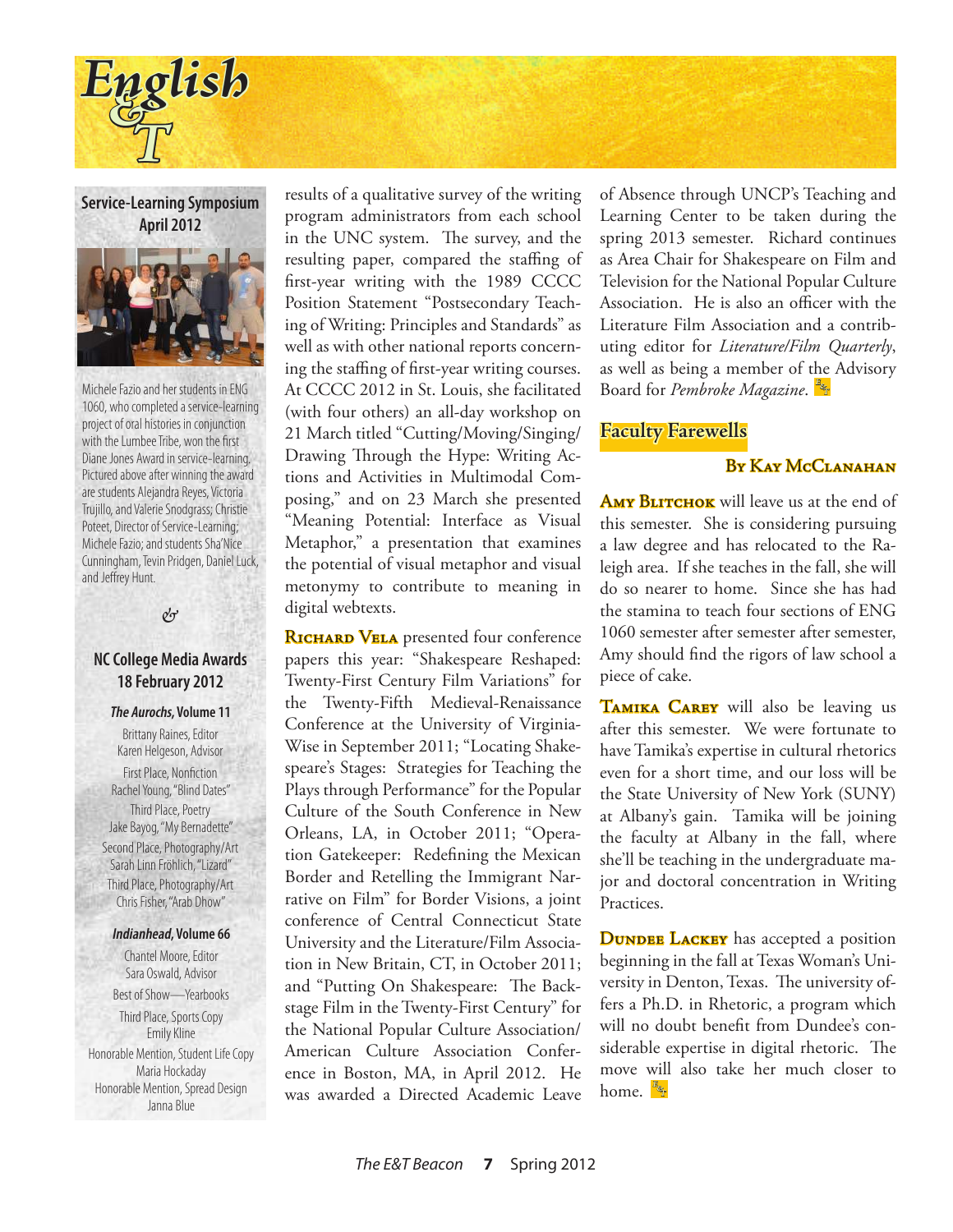## Service-Learning Symposium April 2012

Michele Fazio and her students in ENG 1060, who completed a service-learning project of oral histories in conjunction with the Lumbee Tribe, won the first Diane Jones Award in service-learning. Pictured above after winning the award are students Alejandra Reyes, Victoria Trujillo, and Valerie Snodgrass; Christie Poteet, Director of Service-Learning; Michele Fazio; and students Sha'Nice Cunningham, Tevin Pridgen, Daniel Luck, and Jeffrey Hunt.

&

## NC College Media Awards 18 February 2012

***The Aurochs,* Volume 11**

Brittany Raines, Editor
Karen Helgeson, Advisor

First Place, Nonfiction
Rachel Young, "Blind Dates"

Third Place, Poetry
Jake Bayog, "My Bernadette"

Second Place, Photography/Art
Sarah Linn Fröhlich, "Lizard"

Third Place, Photography/Art
Chris Fisher, "Arab Dhow"

***Indianhead,* Volume 66**

Chantel Moore, Editor
Sara Oswald, Advisor

Best of Show—Yearbooks

Third Place, Sports Copy
Emily Kline

Honorable Mention, Student Life Copy
Maria Hockaday

Honorable Mention, Spread Design
Janna Blue

results of a qualitative survey of the writing program administrators from each school in the UNC system. The survey, and the resulting paper, compared the staffing of first-year writing with the 1989 CCCC Position Statement "Postsecondary Teaching of Writing: Principles and Standards" as well as with other national reports concerning the staffing of first-year writing courses. At CCCC 2012 in St. Louis, she facilitated (with four others) an all-day workshop on 21 March titled "Cutting/Moving/Singing/Drawing Through the Hype: Writing Actions and Activities in Multimodal Composing," and on 23 March she presented "Meaning Potential: Interface as Visual Metaphor," a presentation that examines the potential of visual metaphor and visual metonymy to contribute to meaning in digital webtexts.

**Richard Vela** presented four conference papers this year: "Shakespeare Reshaped: Twenty-First Century Film Variations" for the Twenty-Fifth Medieval-Renaissance Conference at the University of Virginia-Wise in September 2011; "Locating Shakespeare's Stages: Strategies for Teaching the Plays through Performance" for the Popular Culture of the South Conference in New Orleans, LA, in October 2011; "Operation Gatekeeper: Redefining the Mexican Border and Retelling the Immigrant Narrative on Film" for Border Visions, a joint conference of Central Connecticut State University and the Literature/Film Association in New Britain, CT, in October 2011; and "Putting On Shakespeare: The Backstage Film in the Twenty-First Century" for the National Popular Culture Association/American Culture Association Conference in Boston, MA, in April 2012. He was awarded a Directed Academic Leave of Absence through UNCP's Teaching and Learning Center to be taken during the spring 2013 semester. Richard continues as Area Chair for Shakespeare on Film and Television for the National Popular Culture Association. He is also an officer with the Literature Film Association and a contributing editor for *Literature/Film Quarterly*, as well as being a member of the Advisory Board for *Pembroke Magazine*.

## Faculty Farewells

**By Kay McClanahan**

**Amy Blitchok** will leave us at the end of this semester. She is considering pursuing a law degree and has relocated to the Raleigh area. If she teaches in the fall, she will do so nearer to home. Since she has had the stamina to teach four sections of ENG 1060 semester after semester after semester, Amy should find the rigors of law school a piece of cake.

**Tamika Carey** will also be leaving us after this semester. We were fortunate to have Tamika's expertise in cultural rhetorics even for a short time, and our loss will be the State University of New York (SUNY) at Albany's gain. Tamika will be joining the faculty at Albany in the fall, where she'll be teaching in the undergraduate major and doctoral concentration in Writing Practices.

**Dundee Lackey** has accepted a position beginning in the fall at Texas Woman's University in Denton, Texas. The university offers a Ph.D. in Rhetoric, a program which will no doubt benefit from Dundee's considerable expertise in digital rhetoric. The move will also take her much closer to home.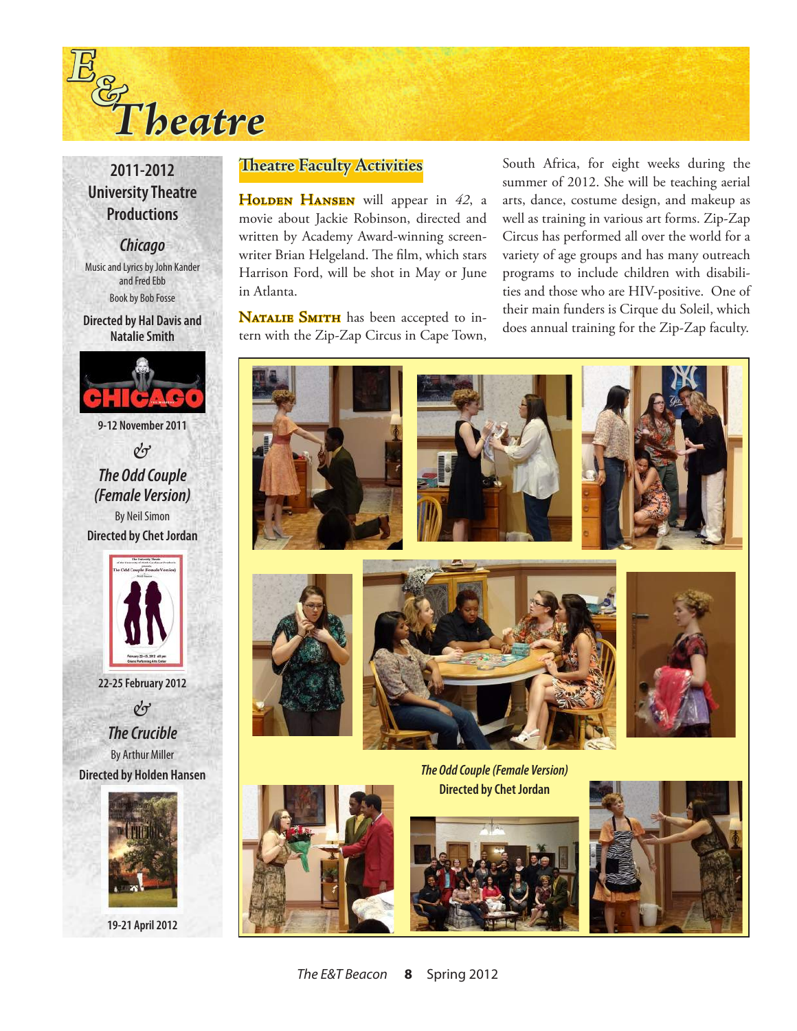# E& Theatre

## 2011-2012 University Theatre Productions

***Chicago***

Music and Lyrics by John Kander and Fred Ebb

Book by Bob Fosse

**Directed by Hal Davis and Natalie Smith**

**9-12 November 2011**

&

***The Odd Couple (Female Version)***

By Neil Simon

**Directed by Chet Jordan**

**22-25 February 2012**

&

***The Crucible***

By Arthur Miller

**Directed by Holden Hansen**

**19-21 April 2012**

## Theatre Faculty Activities

**Holden Hansen** will appear in *42*, a movie about Jackie Robinson, directed and written by Academy Award-winning screenwriter Brian Helgeland. The film, which stars Harrison Ford, will be shot in May or June in Atlanta.

**Natalie Smith** has been accepted to intern with the Zip-Zap Circus in Cape Town, South Africa, for eight weeks during the summer of 2012. She will be teaching aerial arts, dance, costume design, and makeup as well as training in various art forms. Zip-Zap Circus has performed all over the world for a variety of age groups and has many outreach programs to include children with disabilities and those who are HIV-positive. One of their main funders is Cirque du Soleil, which does annual training for the Zip-Zap faculty.

***The Odd Couple (Female Version)***
**Directed by Chet Jordan**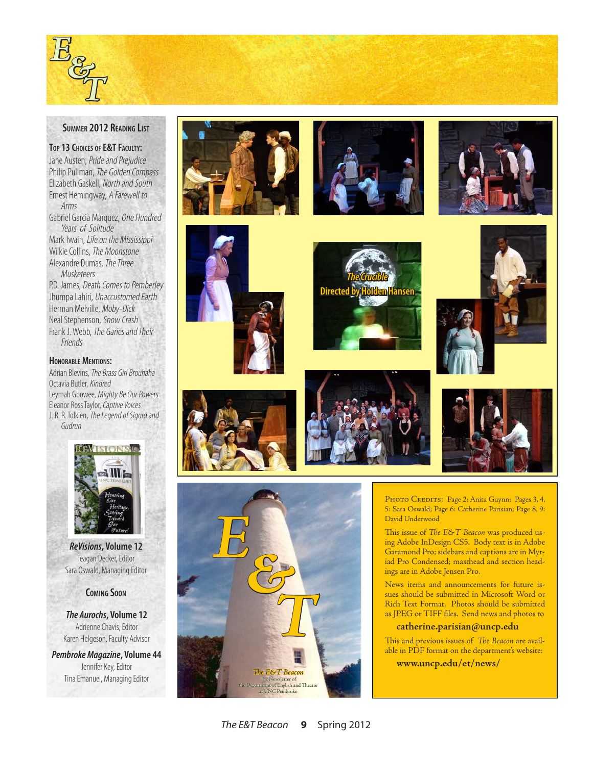## Summer 2012 Reading List

### Top 13 Choices of E&T Faculty:

Jane Austen, *Pride and Prejudice*
Philip Pullman, *The Golden Compass*
Elizabeth Gaskell, *North and South*
Ernest Hemingway, *A Farewell to Arms*
Gabriel Garcia Marquez, *One Hundred Years of Solitude*
Mark Twain, *Life on the Mississippi*
Wilkie Collins, *The Moonstone*
Alexandre Dumas, *The Three Musketeers*
P.D. James, *Death Comes to Pemberley*
Jhumpa Lahiri, *Unaccustomed Earth*
Herman Melville, *Moby-Dick*
Neal Stephenson, *Snow Crash*
Frank J. Webb, *The Garies and Their Friends*

### Honorable Mentions:

Adrian Blevins, *The Brass Girl Brouhaha*
Octavia Butler, *Kindred*
Leymah Gbowee, *Mighty Be Our Powers*
Eleanor Ross Taylor, *Captive Voices*
J. R. R. Tolkien, *The Legend of Sigurd and Gudrun*

***ReVisions*, Volume 12**
Teagan Decker, Editor
Sara Oswald, Managing Editor

### Coming Soon

***The Aurochs*, Volume 12**
Adrienne Chavis, Editor
Karen Helgeson, Faculty Advisor

***Pembroke Magazine*, Volume 44**
Jennifer Key, Editor
Tina Emanuel, Managing Editor

*The Crucible*
Directed by Holden Hansen

*The E&T Beacon*
The Newsletter of the Department of English and Theatre at UNC Pembroke

Photo Credits: Page 2: Anita Guynn; Pages 3, 4, 5: Sara Oswald; Page 6: Catherine Parisian; Page 8, 9: David Underwood

This issue of *The E&T Beacon* was produced using Adobe InDesign CS5. Body text is in Adobe Garamond Pro; sidebars and captions are in Myriad Pro Condensed; masthead and section headings are in Adobe Jensen Pro.

News items and announcements for future issues should be submitted in Microsoft Word or Rich Text Format. Photos should be submitted as JPEG or TIFF files. Send news and photos to

**catherine.parisian@uncp.edu**

This and previous issues of *The Beacon* are available in PDF format on the department's website:

**www.uncp.edu/et/news/**